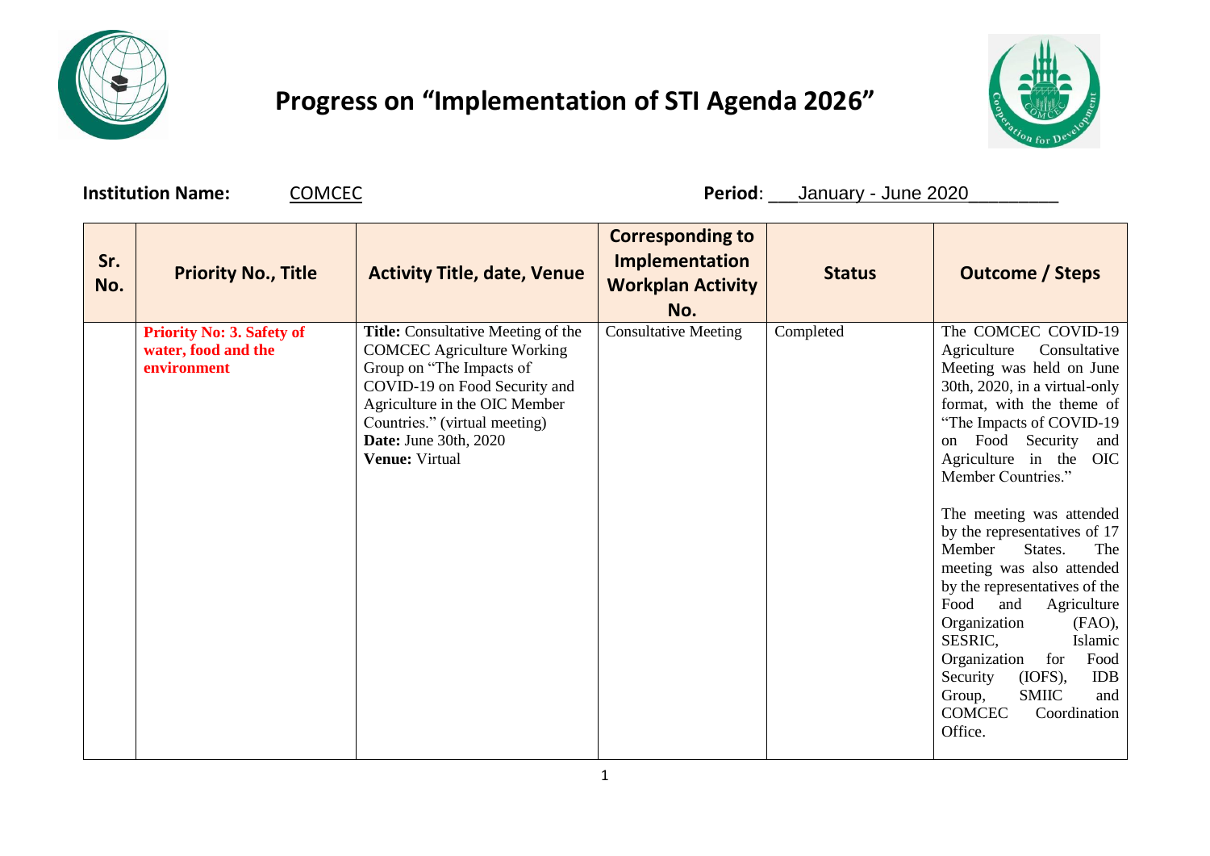# Progress on "Implementation of STI Agenda 2026"

**Institution Name:** COMCEC **Period**: January - June 2020

| Sr. No. | Priority No., Title | Activity Title, date, Venue | Corresponding to Implementation Workplan Activity No. | Status | Outcome / Steps |
|---|---|---|---|---|---|
| | **Priority No: 3. Safety of water, food and the environment** | **Title:** Consultative Meeting of the COMCEC Agriculture Working Group on "The Impacts of COVID-19 on Food Security and Agriculture in the OIC Member Countries." (virtual meeting)<br>**Date:** June 30th, 2020<br>**Venue:** Virtual | Consultative Meeting | Completed | The COMCEC COVID-19 Agriculture Consultative Meeting was held on June 30th, 2020, in a virtual-only format, with the theme of "The Impacts of COVID-19 on Food Security and Agriculture in the OIC Member Countries."<br><br>The meeting was attended by the representatives of 17 Member States. The meeting was also attended by the representatives of the Food and Agriculture Organization (FAO), SESRIC, Islamic Organization for Food Security (IOFS), IDB Group, SMIIC and COMCEC Coordination Office. |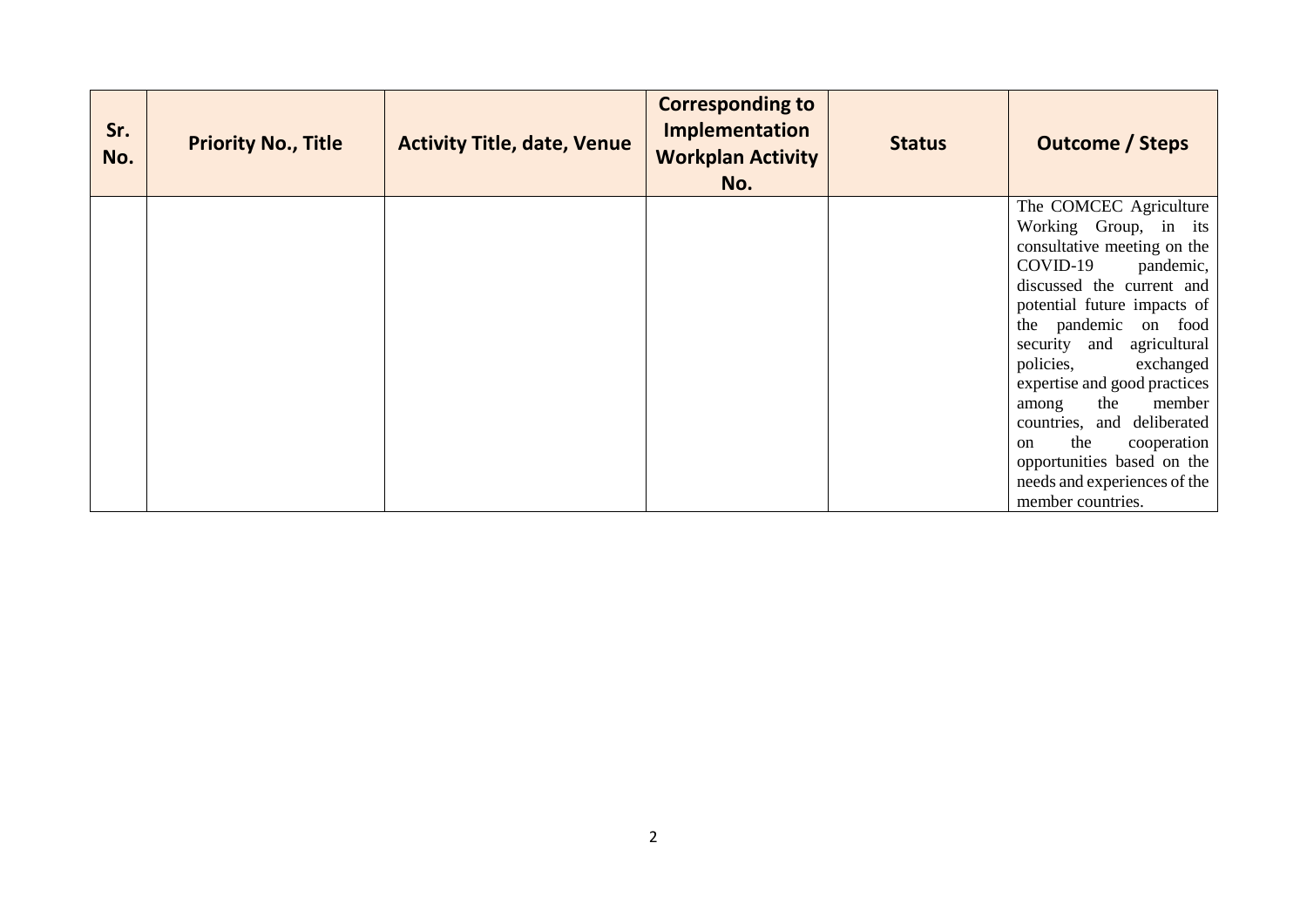| Sr. No. | Priority No., Title | Activity Title, date, Venue | Corresponding to Implementation Workplan Activity No. | Status | Outcome / Steps |
|---|---|---|---|---|---|
| | | | | | The COMCEC Agriculture Working Group, in its consultative meeting on the COVID-19 pandemic, discussed the current and potential future impacts of the pandemic on food security and agricultural policies, exchanged expertise and good practices among the member countries, and deliberated on the cooperation opportunities based on the needs and experiences of the member countries. |